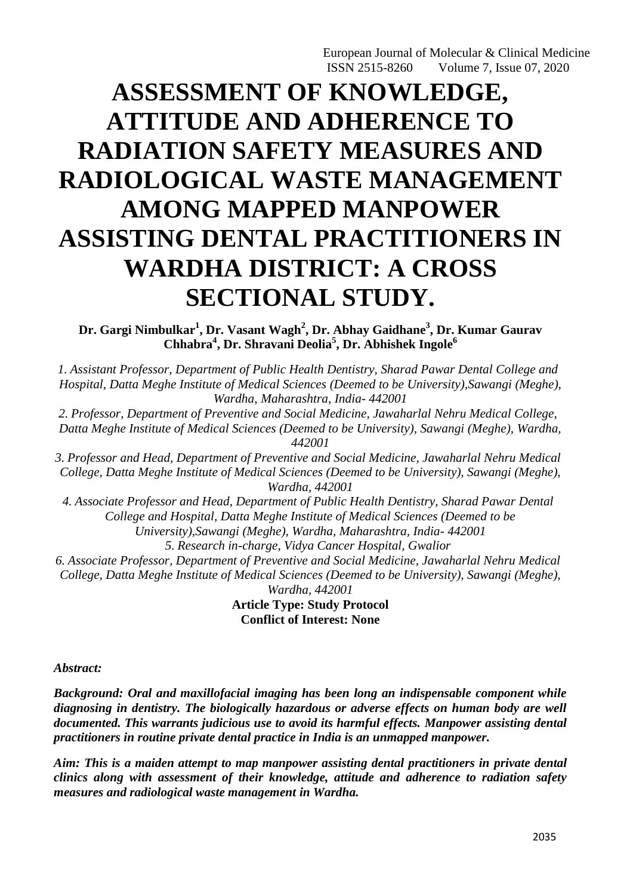# ASSESSMENT OF KNOWLEDGE, ATTITUDE AND ADHERENCE TO RADIATION SAFETY MEASURES AND RADIOLOGICAL WASTE MANAGEMENT AMONG MAPPED MANPOWER ASSISTING DENTAL PRACTITIONERS IN WARDHA DISTRICT: A CROSS SECTIONAL STUDY.

**Dr. Gargi Nimbulkar[1], Dr. Vasant Wagh[2], Dr. Abhay Gaidhane[3], Dr. Kumar Gaurav Chhabra[4], Dr. Shravani Deolia[5], Dr. Abhishek Ingole[6]**

*1. Assistant Professor, Department of Public Health Dentistry, Sharad Pawar Dental College and Hospital, Datta Meghe Institute of Medical Sciences (Deemed to be University),Sawangi (Meghe), Wardha, Maharashtra, India- 442001*

*2. Professor, Department of Preventive and Social Medicine, Jawaharlal Nehru Medical College, Datta Meghe Institute of Medical Sciences (Deemed to be University), Sawangi (Meghe), Wardha, 442001*

*3. Professor and Head, Department of Preventive and Social Medicine, Jawaharlal Nehru Medical College, Datta Meghe Institute of Medical Sciences (Deemed to be University), Sawangi (Meghe), Wardha, 442001*

*4. Associate Professor and Head, Department of Public Health Dentistry, Sharad Pawar Dental College and Hospital, Datta Meghe Institute of Medical Sciences (Deemed to be University),Sawangi (Meghe), Wardha, Maharashtra, India- 442001*

*5. Research in-charge, Vidya Cancer Hospital, Gwalior*

*6. Associate Professor, Department of Preventive and Social Medicine, Jawaharlal Nehru Medical College, Datta Meghe Institute of Medical Sciences (Deemed to be University), Sawangi (Meghe), Wardha, 442001*

**Article Type: Study Protocol**

**Conflict of Interest: None**

***Abstract:***

***Background: Oral and maxillofacial imaging has been long an indispensable component while diagnosing in dentistry. The biologically hazardous or adverse effects on human body are well documented. This warrants judicious use to avoid its harmful effects. Manpower assisting dental practitioners in routine private dental practice in India is an unmapped manpower.***

***Aim: This is a maiden attempt to map manpower assisting dental practitioners in private dental clinics along with assessment of their knowledge, attitude and adherence to radiation safety measures and radiological waste management in Wardha.***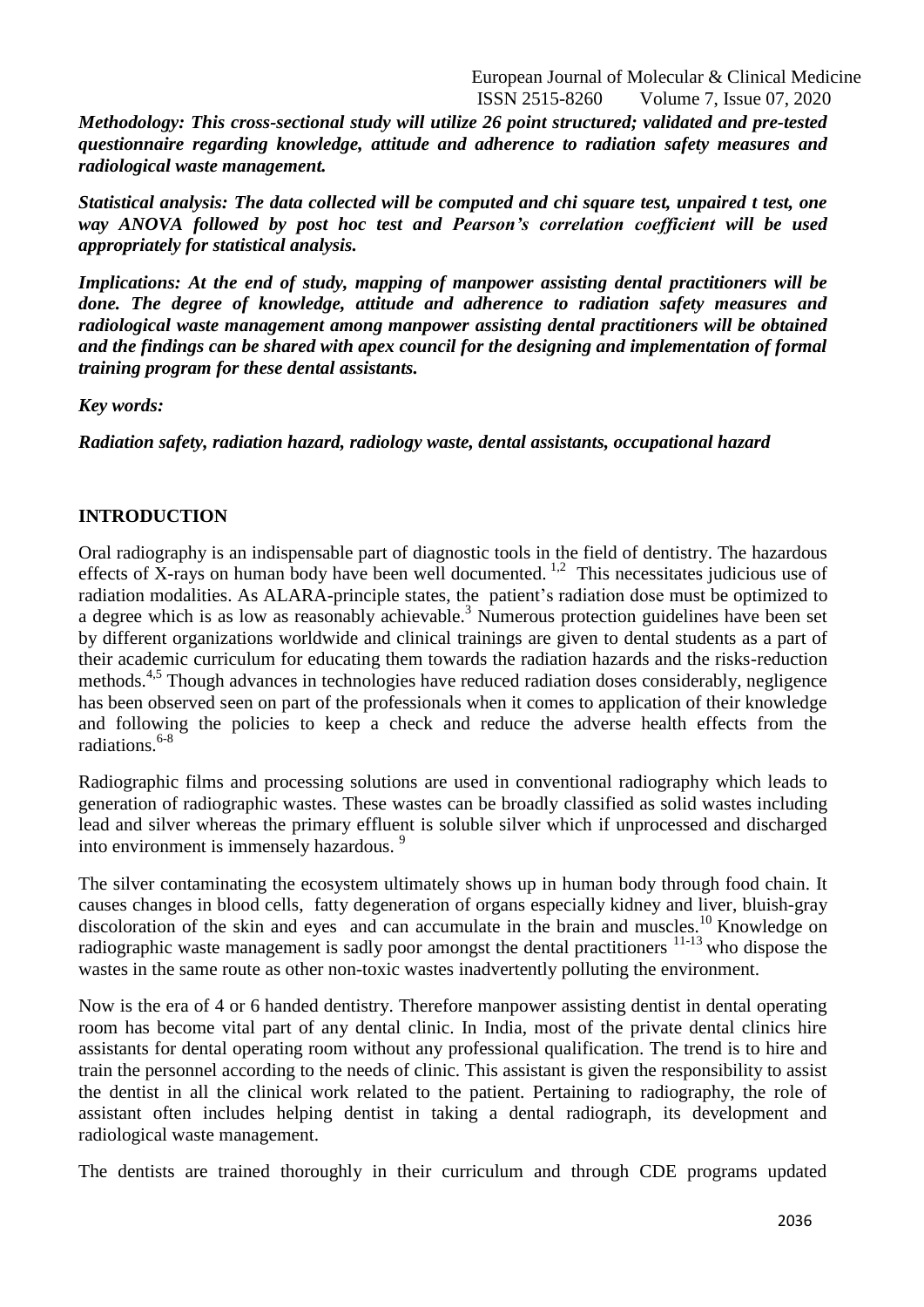***Methodology: This cross-sectional study will utilize 26 point structured; validated and pre-tested questionnaire regarding knowledge, attitude and adherence to radiation safety measures and radiological waste management.***

***Statistical analysis: The data collected will be computed and chi square test, unpaired t test, one way ANOVA followed by post hoc test and Pearson's correlation coefficient will be used appropriately for statistical analysis.***

***Implications: At the end of study, mapping of manpower assisting dental practitioners will be done. The degree of knowledge, attitude and adherence to radiation safety measures and radiological waste management among manpower assisting dental practitioners will be obtained and the findings can be shared with apex council for the designing and implementation of formal training program for these dental assistants.***

***Key words:***

***Radiation safety, radiation hazard, radiology waste, dental assistants, occupational hazard***

## INTRODUCTION

Oral radiography is an indispensable part of diagnostic tools in the field of dentistry. The hazardous effects of X-rays on human body have been well documented.[1,2] This necessitates judicious use of radiation modalities. As ALARA-principle states, the patient's radiation dose must be optimized to a degree which is as low as reasonably achievable.[3] Numerous protection guidelines have been set by different organizations worldwide and clinical trainings are given to dental students as a part of their academic curriculum for educating them towards the radiation hazards and the risks-reduction methods.[4,5] Though advances in technologies have reduced radiation doses considerably, negligence has been observed seen on part of the professionals when it comes to application of their knowledge and following the policies to keep a check and reduce the adverse health effects from the radiations.[6-8]

Radiographic films and processing solutions are used in conventional radiography which leads to generation of radiographic wastes. These wastes can be broadly classified as solid wastes including lead and silver whereas the primary effluent is soluble silver which if unprocessed and discharged into environment is immensely hazardous.[9]

The silver contaminating the ecosystem ultimately shows up in human body through food chain. It causes changes in blood cells, fatty degeneration of organs especially kidney and liver, bluish-gray discoloration of the skin and eyes and can accumulate in the brain and muscles.[10] Knowledge on radiographic waste management is sadly poor amongst the dental practitioners[11-13] who dispose the wastes in the same route as other non-toxic wastes inadvertently polluting the environment.

Now is the era of 4 or 6 handed dentistry. Therefore manpower assisting dentist in dental operating room has become vital part of any dental clinic. In India, most of the private dental clinics hire assistants for dental operating room without any professional qualification. The trend is to hire and train the personnel according to the needs of clinic. This assistant is given the responsibility to assist the dentist in all the clinical work related to the patient. Pertaining to radiography, the role of assistant often includes helping dentist in taking a dental radiograph, its development and radiological waste management.

The dentists are trained thoroughly in their curriculum and through CDE programs updated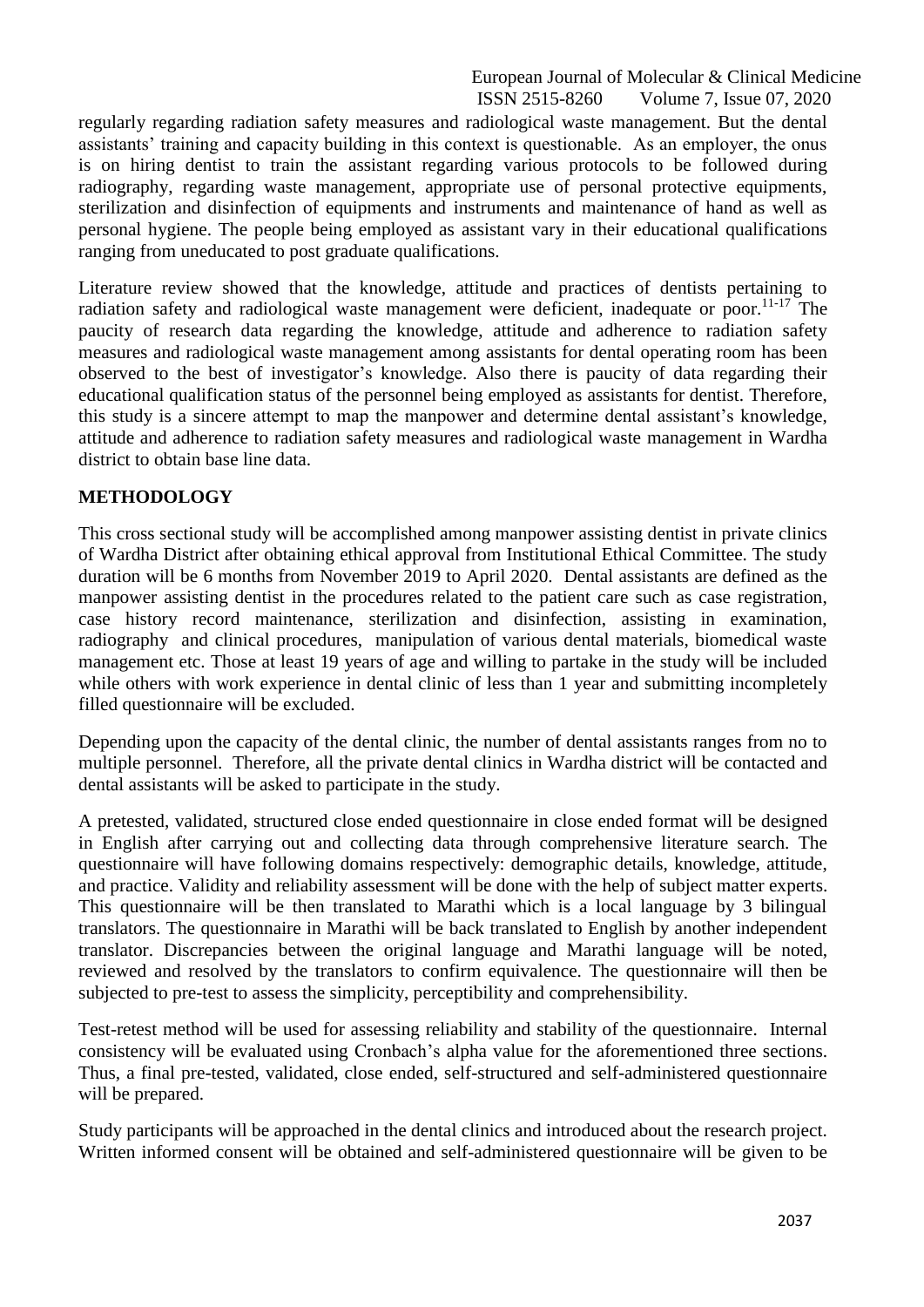regularly regarding radiation safety measures and radiological waste management. But the dental assistants' training and capacity building in this context is questionable. As an employer, the onus is on hiring dentist to train the assistant regarding various protocols to be followed during radiography, regarding waste management, appropriate use of personal protective equipments, sterilization and disinfection of equipments and instruments and maintenance of hand as well as personal hygiene. The people being employed as assistant vary in their educational qualifications ranging from uneducated to post graduate qualifications.

Literature review showed that the knowledge, attitude and practices of dentists pertaining to radiation safety and radiological waste management were deficient, inadequate or poor.[11-17] The paucity of research data regarding the knowledge, attitude and adherence to radiation safety measures and radiological waste management among assistants for dental operating room has been observed to the best of investigator's knowledge. Also there is paucity of data regarding their educational qualification status of the personnel being employed as assistants for dentist. Therefore, this study is a sincere attempt to map the manpower and determine dental assistant's knowledge, attitude and adherence to radiation safety measures and radiological waste management in Wardha district to obtain base line data.

## METHODOLOGY

This cross sectional study will be accomplished among manpower assisting dentist in private clinics of Wardha District after obtaining ethical approval from Institutional Ethical Committee. The study duration will be 6 months from November 2019 to April 2020. Dental assistants are defined as the manpower assisting dentist in the procedures related to the patient care such as case registration, case history record maintenance, sterilization and disinfection, assisting in examination, radiography and clinical procedures, manipulation of various dental materials, biomedical waste management etc. Those at least 19 years of age and willing to partake in the study will be included while others with work experience in dental clinic of less than 1 year and submitting incompletely filled questionnaire will be excluded.

Depending upon the capacity of the dental clinic, the number of dental assistants ranges from no to multiple personnel. Therefore, all the private dental clinics in Wardha district will be contacted and dental assistants will be asked to participate in the study.

A pretested, validated, structured close ended questionnaire in close ended format will be designed in English after carrying out and collecting data through comprehensive literature search. The questionnaire will have following domains respectively: demographic details, knowledge, attitude, and practice. Validity and reliability assessment will be done with the help of subject matter experts. This questionnaire will be then translated to Marathi which is a local language by 3 bilingual translators. The questionnaire in Marathi will be back translated to English by another independent translator. Discrepancies between the original language and Marathi language will be noted, reviewed and resolved by the translators to confirm equivalence. The questionnaire will then be subjected to pre-test to assess the simplicity, perceptibility and comprehensibility.

Test-retest method will be used for assessing reliability and stability of the questionnaire. Internal consistency will be evaluated using Cronbach's alpha value for the aforementioned three sections. Thus, a final pre-tested, validated, close ended, self-structured and self-administered questionnaire will be prepared.

Study participants will be approached in the dental clinics and introduced about the research project. Written informed consent will be obtained and self-administered questionnaire will be given to be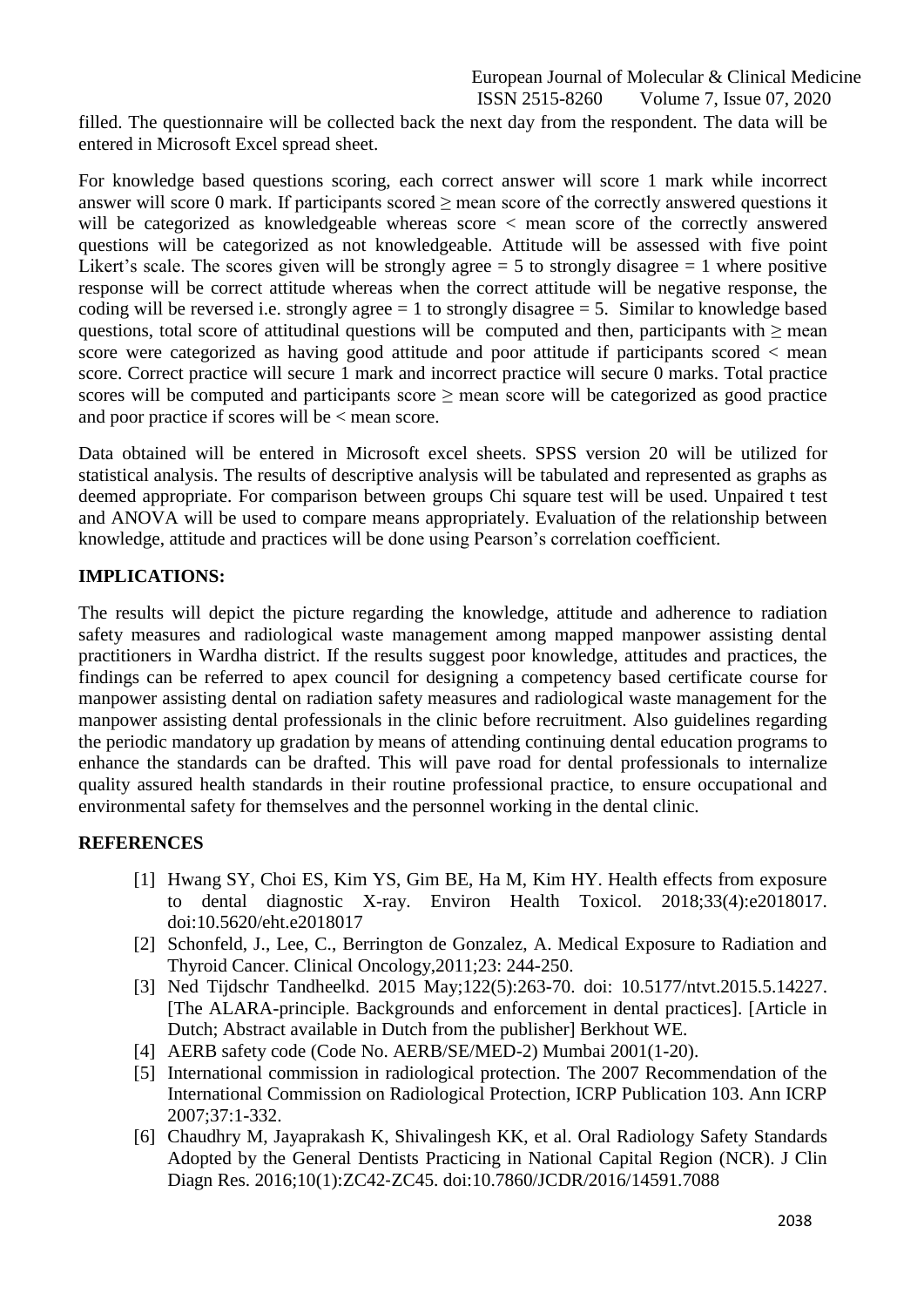filled. The questionnaire will be collected back the next day from the respondent. The data will be entered in Microsoft Excel spread sheet.

For knowledge based questions scoring, each correct answer will score 1 mark while incorrect answer will score 0 mark. If participants scored $\geq$ mean score of the correctly answered questions it will be categorized as knowledgeable whereas score $<$ mean score of the correctly answered questions will be categorized as not knowledgeable. Attitude will be assessed with five point Likert's scale. The scores given will be strongly agree = 5 to strongly disagree = 1 where positive response will be correct attitude whereas when the correct attitude will be negative response, the coding will be reversed i.e. strongly agree = 1 to strongly disagree = 5. Similar to knowledge based questions, total score of attitudinal questions will be computed and then, participants with $\geq$ mean score were categorized as having good attitude and poor attitude if participants scored $<$ mean score. Correct practice will secure 1 mark and incorrect practice will secure 0 marks. Total practice scores will be computed and participants score $\geq$ mean score will be categorized as good practice and poor practice if scores will be $<$ mean score.

Data obtained will be entered in Microsoft excel sheets. SPSS version 20 will be utilized for statistical analysis. The results of descriptive analysis will be tabulated and represented as graphs as deemed appropriate. For comparison between groups Chi square test will be used. Unpaired t test and ANOVA will be used to compare means appropriately. Evaluation of the relationship between knowledge, attitude and practices will be done using Pearson's correlation coefficient.

## IMPLICATIONS:

The results will depict the picture regarding the knowledge, attitude and adherence to radiation safety measures and radiological waste management among mapped manpower assisting dental practitioners in Wardha district. If the results suggest poor knowledge, attitudes and practices, the findings can be referred to apex council for designing a competency based certificate course for manpower assisting dental on radiation safety measures and radiological waste management for the manpower assisting dental professionals in the clinic before recruitment. Also guidelines regarding the periodic mandatory up gradation by means of attending continuing dental education programs to enhance the standards can be drafted. This will pave road for dental professionals to internalize quality assured health standards in their routine professional practice, to ensure occupational and environmental safety for themselves and the personnel working in the dental clinic.

## REFERENCES

[1] Hwang SY, Choi ES, Kim YS, Gim BE, Ha M, Kim HY. Health effects from exposure to dental diagnostic X-ray. Environ Health Toxicol. 2018;33(4):e2018017. doi:10.5620/eht.e2018017

[2] Schonfeld, J., Lee, C., Berrington de Gonzalez, A. Medical Exposure to Radiation and Thyroid Cancer. Clinical Oncology,2011;23: 244-250.

[3] Ned Tijdschr Tandheelkd. 2015 May;122(5):263-70. doi: 10.5177/ntvt.2015.5.14227. [The ALARA-principle. Backgrounds and enforcement in dental practices]. [Article in Dutch; Abstract available in Dutch from the publisher] Berkhout WE.

[4] AERB safety code (Code No. AERB/SE/MED-2) Mumbai 2001(1-20).

[5] International commission in radiological protection. The 2007 Recommendation of the International Commission on Radiological Protection, ICRP Publication 103. Ann ICRP 2007;37:1-332.

[6] Chaudhry M, Jayaprakash K, Shivalingesh KK, et al. Oral Radiology Safety Standards Adopted by the General Dentists Practicing in National Capital Region (NCR). J Clin Diagn Res. 2016;10(1):ZC42-ZC45. doi:10.7860/JCDR/2016/14591.7088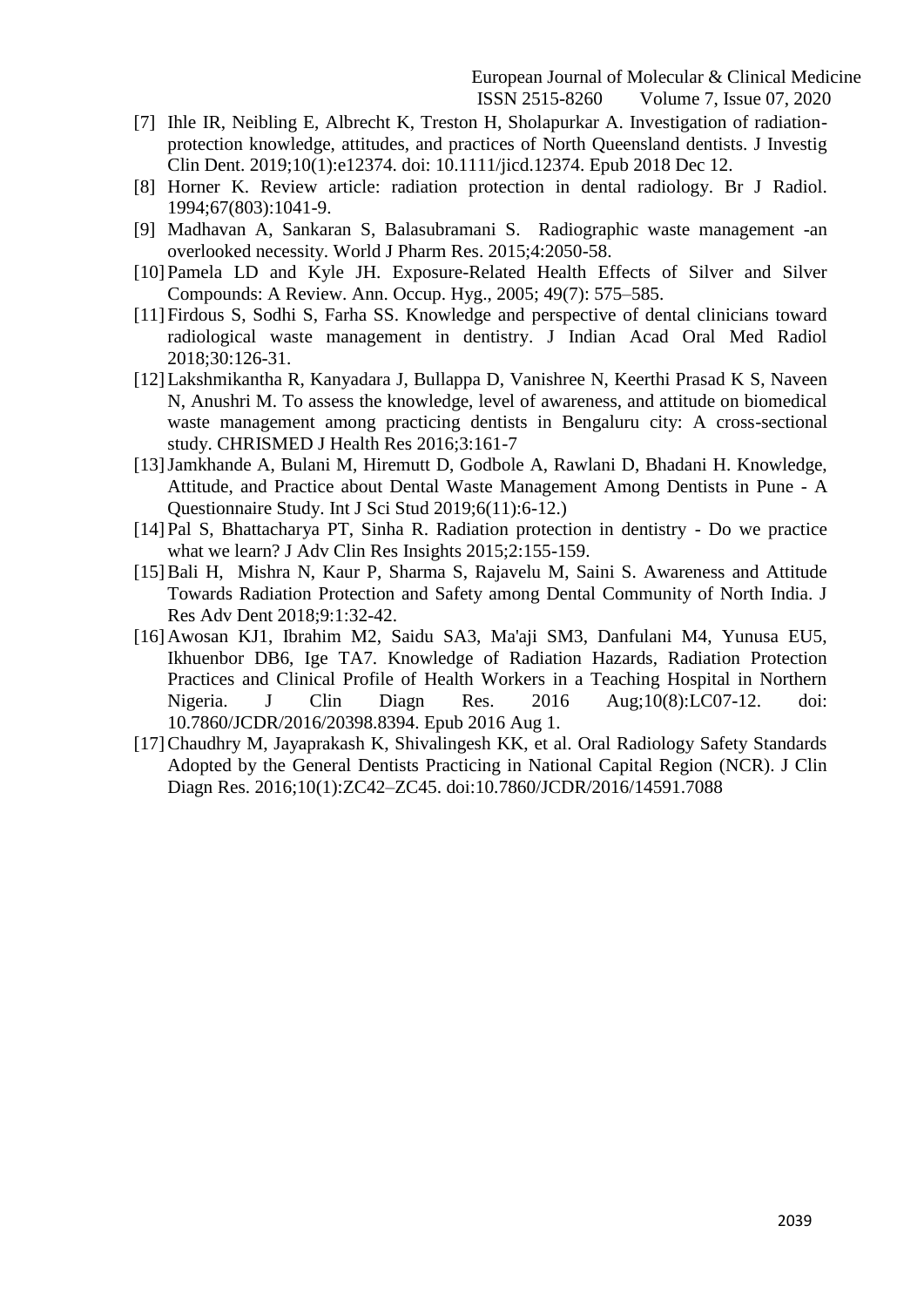[7] Ihle IR, Neibling E, Albrecht K, Treston H, Sholapurkar A. Investigation of radiation-protection knowledge, attitudes, and practices of North Queensland dentists. J Investig Clin Dent. 2019;10(1):e12374. doi: 10.1111/jicd.12374. Epub 2018 Dec 12.

[8] Horner K. Review article: radiation protection in dental radiology. Br J Radiol. 1994;67(803):1041-9.

[9] Madhavan A, Sankaran S, Balasubramani S. Radiographic waste management -an overlooked necessity. World J Pharm Res. 2015;4:2050-58.

[10] Pamela LD and Kyle JH. Exposure-Related Health Effects of Silver and Silver Compounds: A Review. Ann. Occup. Hyg., 2005; 49(7): 575–585.

[11] Firdous S, Sodhi S, Farha SS. Knowledge and perspective of dental clinicians toward radiological waste management in dentistry. J Indian Acad Oral Med Radiol 2018;30:126-31.

[12] Lakshmikantha R, Kanyadara J, Bullappa D, Vanishree N, Keerthi Prasad K S, Naveen N, Anushri M. To assess the knowledge, level of awareness, and attitude on biomedical waste management among practicing dentists in Bengaluru city: A cross-sectional study. CHRISMED J Health Res 2016;3:161-7

[13] Jamkhande A, Bulani M, Hiremutt D, Godbole A, Rawlani D, Bhadani H. Knowledge, Attitude, and Practice about Dental Waste Management Among Dentists in Pune - A Questionnaire Study. Int J Sci Stud 2019;6(11):6-12.)

[14] Pal S, Bhattacharya PT, Sinha R. Radiation protection in dentistry - Do we practice what we learn? J Adv Clin Res Insights 2015;2:155-159.

[15] Bali H, Mishra N, Kaur P, Sharma S, Rajavelu M, Saini S. Awareness and Attitude Towards Radiation Protection and Safety among Dental Community of North India. J Res Adv Dent 2018;9:1:32-42.

[16] Awosan KJ1, Ibrahim M2, Saidu SA3, Ma'aji SM3, Danfulani M4, Yunusa EU5, Ikhuenbor DB6, Ige TA7. Knowledge of Radiation Hazards, Radiation Protection Practices and Clinical Profile of Health Workers in a Teaching Hospital in Northern Nigeria. J Clin Diagn Res. 2016 Aug;10(8):LC07-12. doi: 10.7860/JCDR/2016/20398.8394. Epub 2016 Aug 1.

[17] Chaudhry M, Jayaprakash K, Shivalingesh KK, et al. Oral Radiology Safety Standards Adopted by the General Dentists Practicing in National Capital Region (NCR). J Clin Diagn Res. 2016;10(1):ZC42–ZC45. doi:10.7860/JCDR/2016/14591.7088